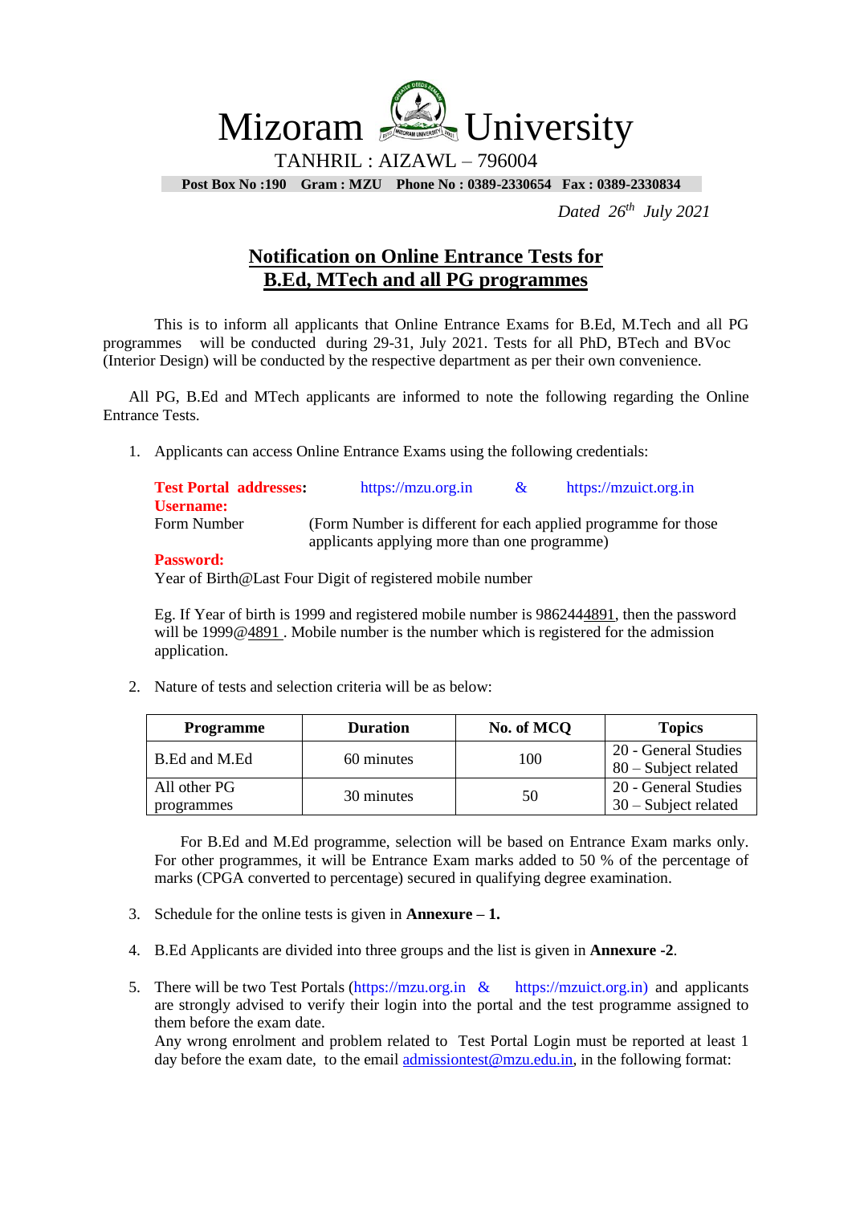# Mizoram University

TANHRIL : AIZAWL – 796004

**Post Box No :190 Gram : MZU Phone No : 0389-2330654 Fax : 0389-2330834**

*Dated 26th July 2021*

## Notification on Online Entrance Tests for B.Ed, MTech and all PG programmes

This is to inform all applicants that Online Entrance Exams for B.Ed, M.Tech and all PG programmes will be conducted during 29-31, July 2021. Tests for all PhD, BTech and BVoc (Interior Design) will be conducted by the respective department as per their own convenience.

All PG, B.Ed and MTech applicants are informed to note the following regarding the Online Entrance Tests.

1. Applicants can access Online Entrance Exams using the following credentials:

   **Test Portal addresses:** https://mzu.org.in & https://mzuict.org.in

   **Username:**

   Form Number (Form Number is different for each applied programme for those applicants applying more than one programme)

   **Password:**

   Year of Birth@Last Four Digit of registered mobile number

   Eg. If Year of birth is 1999 and registered mobile number is 9862444891, then the password will be 1999@4891 . Mobile number is the number which is registered for the admission application.

2. Nature of tests and selection criteria will be as below:

| Programme | Duration | No. of MCQ | Topics |
|---|---|---|---|
| B.Ed and M.Ed | 60 minutes | 100 | 20 - General Studies<br>80 – Subject related |
| All other PG programmes | 30 minutes | 50 | 20 - General Studies<br>30 – Subject related |

   For B.Ed and M.Ed programme, selection will be based on Entrance Exam marks only. For other programmes, it will be Entrance Exam marks added to 50 % of the percentage of marks (CPGA converted to percentage) secured in qualifying degree examination.

3. Schedule for the online tests is given in **Annexure – 1.**

4. B.Ed Applicants are divided into three groups and the list is given in **Annexure -2**.

5. There will be two Test Portals (https://mzu.org.in & https://mzuict.org.in) and applicants are strongly advised to verify their login into the portal and the test programme assigned to them before the exam date.

   Any wrong enrolment and problem related to Test Portal Login must be reported at least 1 day before the exam date, to the email admissiontest@mzu.edu.in, in the following format: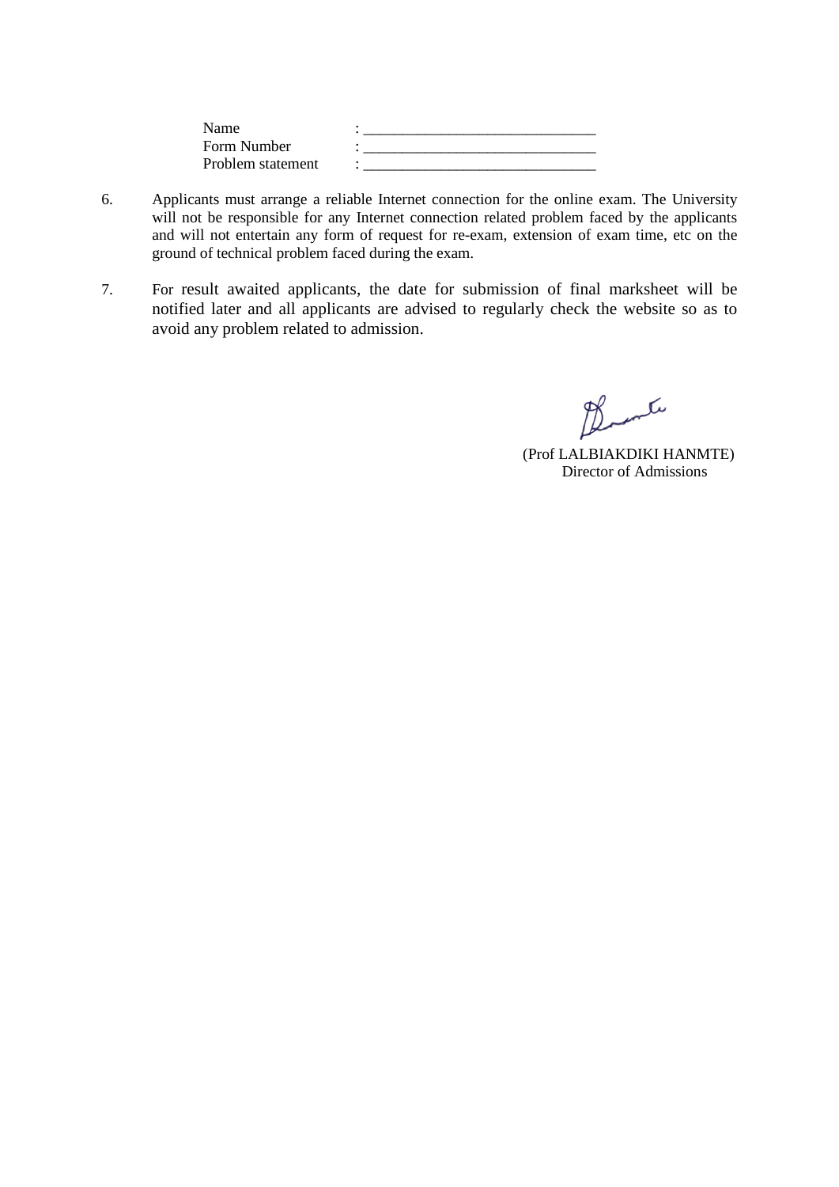| | | |
|---|---|---|
| Name | : | _______________________________ |
| Form Number | : | _______________________________ |
| Problem statement | : | _______________________________ |

6. Applicants must arrange a reliable Internet connection for the online exam. The University will not be responsible for any Internet connection related problem faced by the applicants and will not entertain any form of request for re-exam, extension of exam time, etc on the ground of technical problem faced during the exam.

7. For result awaited applicants, the date for submission of final marksheet will be notified later and all applicants are advised to regularly check the website so as to avoid any problem related to admission.

(Prof LALBIAKDIKI HANMTE)
Director of Admissions